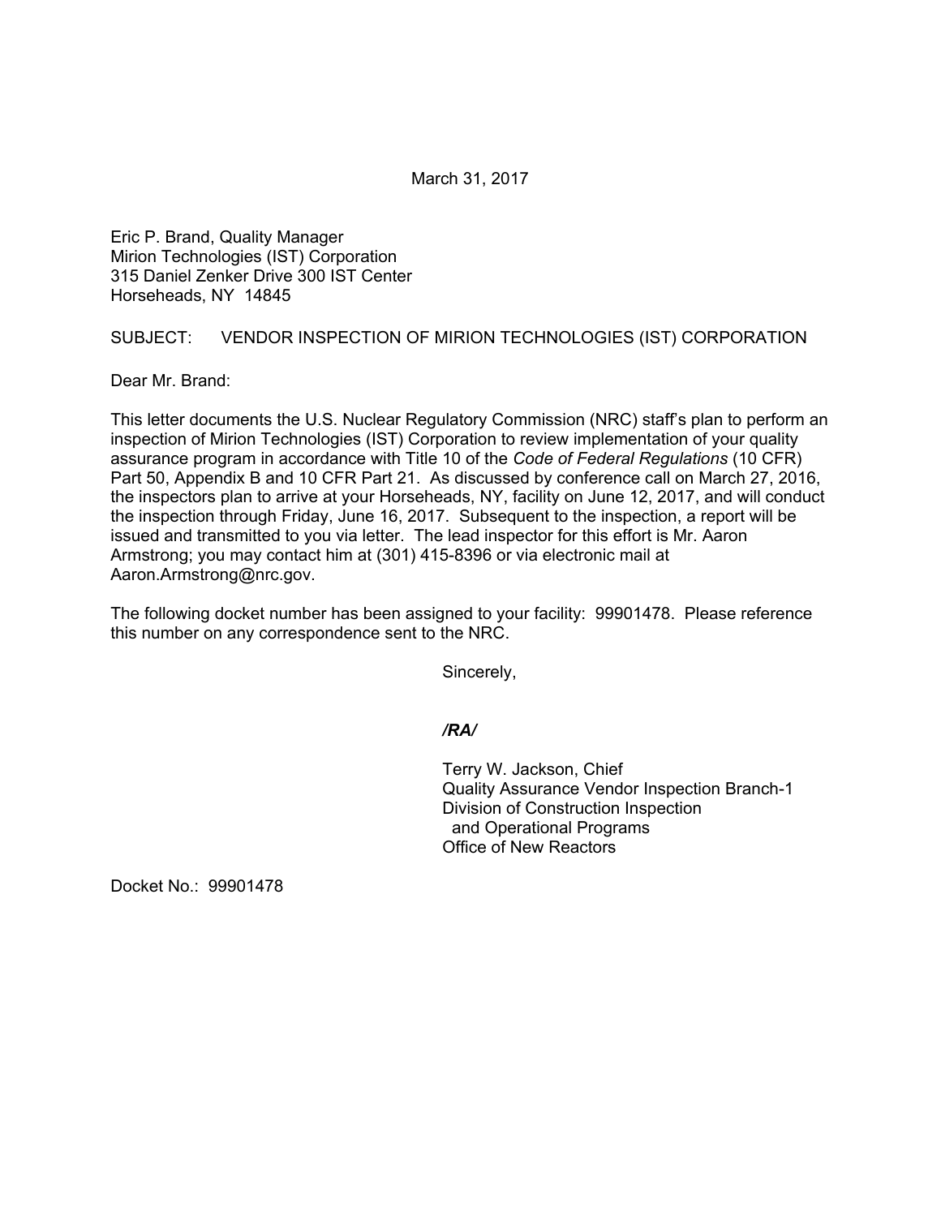March 31, 2017

Eric P. Brand, Quality Manager
Mirion Technologies (IST) Corporation
315 Daniel Zenker Drive 300 IST Center
Horseheads, NY 14845

SUBJECT: VENDOR INSPECTION OF MIRION TECHNOLOGIES (IST) CORPORATION

Dear Mr. Brand:

This letter documents the U.S. Nuclear Regulatory Commission (NRC) staff's plan to perform an inspection of Mirion Technologies (IST) Corporation to review implementation of your quality assurance program in accordance with Title 10 of the *Code of Federal Regulations* (10 CFR) Part 50, Appendix B and 10 CFR Part 21. As discussed by conference call on March 27, 2016, the inspectors plan to arrive at your Horseheads, NY, facility on June 12, 2017, and will conduct the inspection through Friday, June 16, 2017. Subsequent to the inspection, a report will be issued and transmitted to you via letter. The lead inspector for this effort is Mr. Aaron Armstrong; you may contact him at (301) 415-8396 or via electronic mail at Aaron.Armstrong@nrc.gov.

The following docket number has been assigned to your facility: 99901478. Please reference this number on any correspondence sent to the NRC.

Sincerely,

***/RA/***

Terry W. Jackson, Chief
Quality Assurance Vendor Inspection Branch-1
Division of Construction Inspection
and Operational Programs
Office of New Reactors

Docket No.: 99901478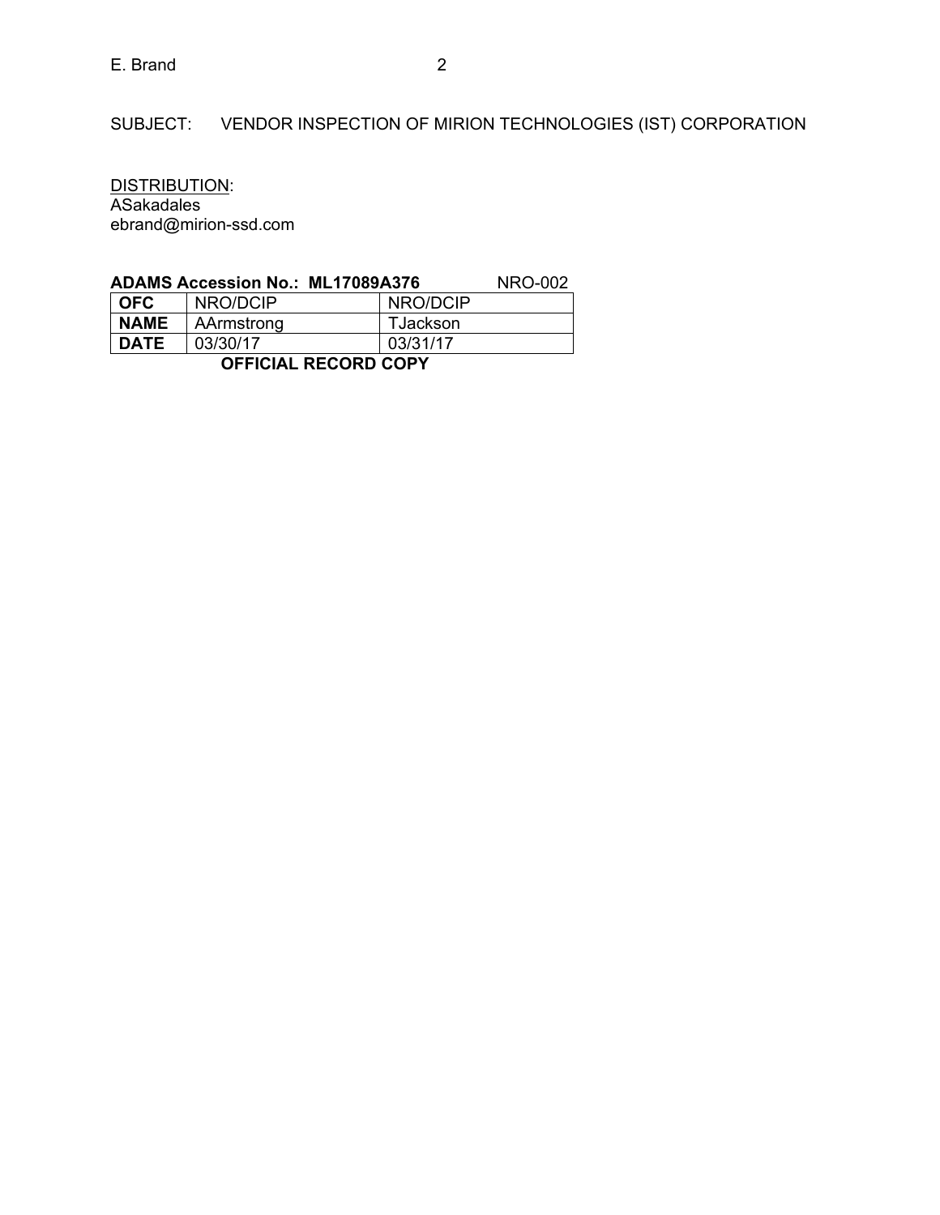SUBJECT: VENDOR INSPECTION OF MIRION TECHNOLOGIES (IST) CORPORATION

DISTRIBUTION:
ASakadales
ebrand@mirion-ssd.com

**ADAMS Accession No.: ML17089A376** NRO-002

| **OFC** | NRO/DCIP | NRO/DCIP |
|---|---|---|
| **NAME** | AArmstrong | TJackson |
| **DATE** | 03/30/17 | 03/31/17 |

**OFFICIAL RECORD COPY**